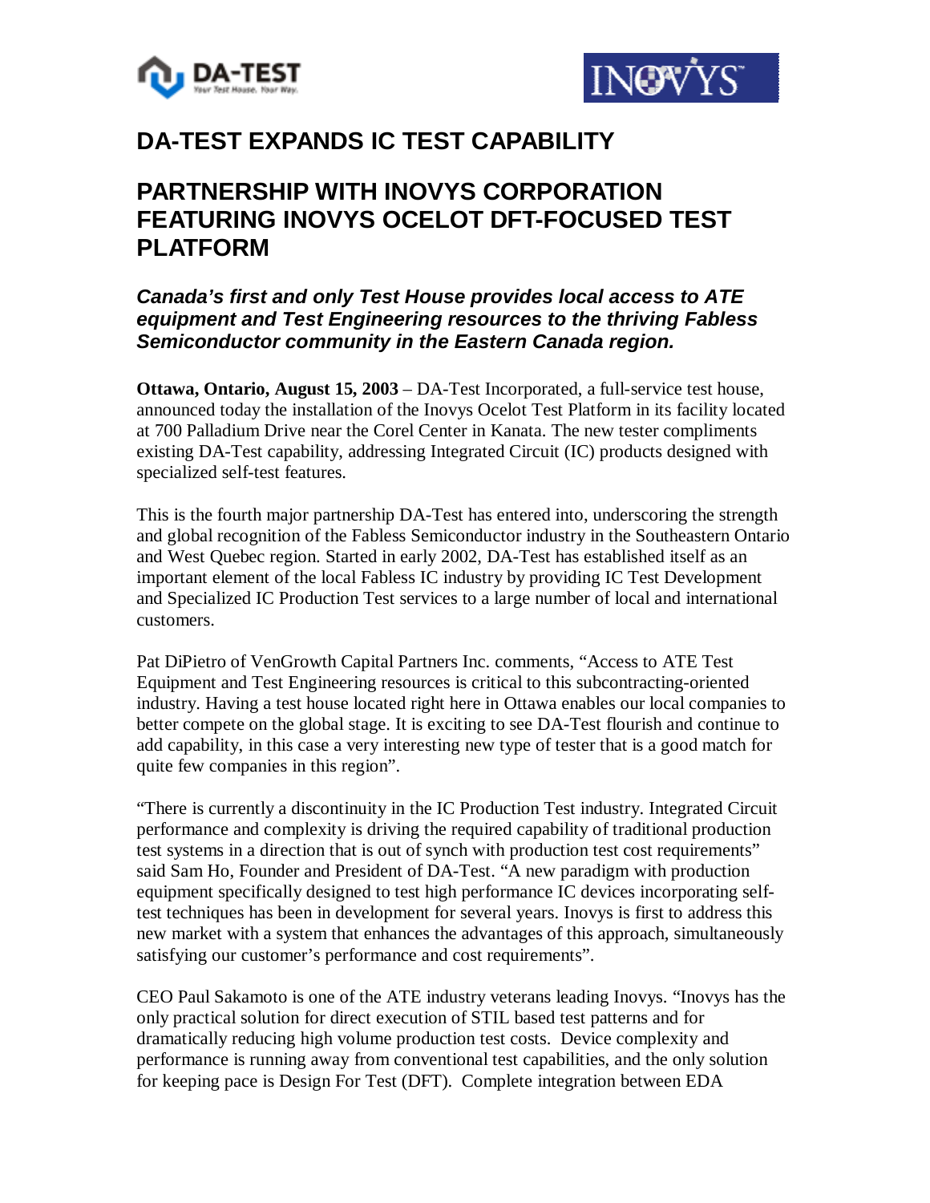# DA-TEST EXPANDS IC TEST CAPABILITY

## PARTNERSHIP WITH INOVYS CORPORATION FEATURING INOVYS OCELOT DFT-FOCUSED TEST PLATFORM

### *Canada's first and only Test House provides local access to ATE equipment and Test Engineering resources to the thriving Fabless Semiconductor community in the Eastern Canada region.*

**Ottawa, Ontario, August 15, 2003** – DA-Test Incorporated, a full-service test house, announced today the installation of the Inovys Ocelot Test Platform in its facility located at 700 Palladium Drive near the Corel Center in Kanata. The new tester compliments existing DA-Test capability, addressing Integrated Circuit (IC) products designed with specialized self-test features.

This is the fourth major partnership DA-Test has entered into, underscoring the strength and global recognition of the Fabless Semiconductor industry in the Southeastern Ontario and West Quebec region. Started in early 2002, DA-Test has established itself as an important element of the local Fabless IC industry by providing IC Test Development and Specialized IC Production Test services to a large number of local and international customers.

Pat DiPietro of VenGrowth Capital Partners Inc. comments, "Access to ATE Test Equipment and Test Engineering resources is critical to this subcontracting-oriented industry. Having a test house located right here in Ottawa enables our local companies to better compete on the global stage. It is exciting to see DA-Test flourish and continue to add capability, in this case a very interesting new type of tester that is a good match for quite few companies in this region".

"There is currently a discontinuity in the IC Production Test industry. Integrated Circuit performance and complexity is driving the required capability of traditional production test systems in a direction that is out of synch with production test cost requirements" said Sam Ho, Founder and President of DA-Test. "A new paradigm with production equipment specifically designed to test high performance IC devices incorporating self-test techniques has been in development for several years. Inovys is first to address this new market with a system that enhances the advantages of this approach, simultaneously satisfying our customer's performance and cost requirements".

CEO Paul Sakamoto is one of the ATE industry veterans leading Inovys. "Inovys has the only practical solution for direct execution of STIL based test patterns and for dramatically reducing high volume production test costs. Device complexity and performance is running away from conventional test capabilities, and the only solution for keeping pace is Design For Test (DFT). Complete integration between EDA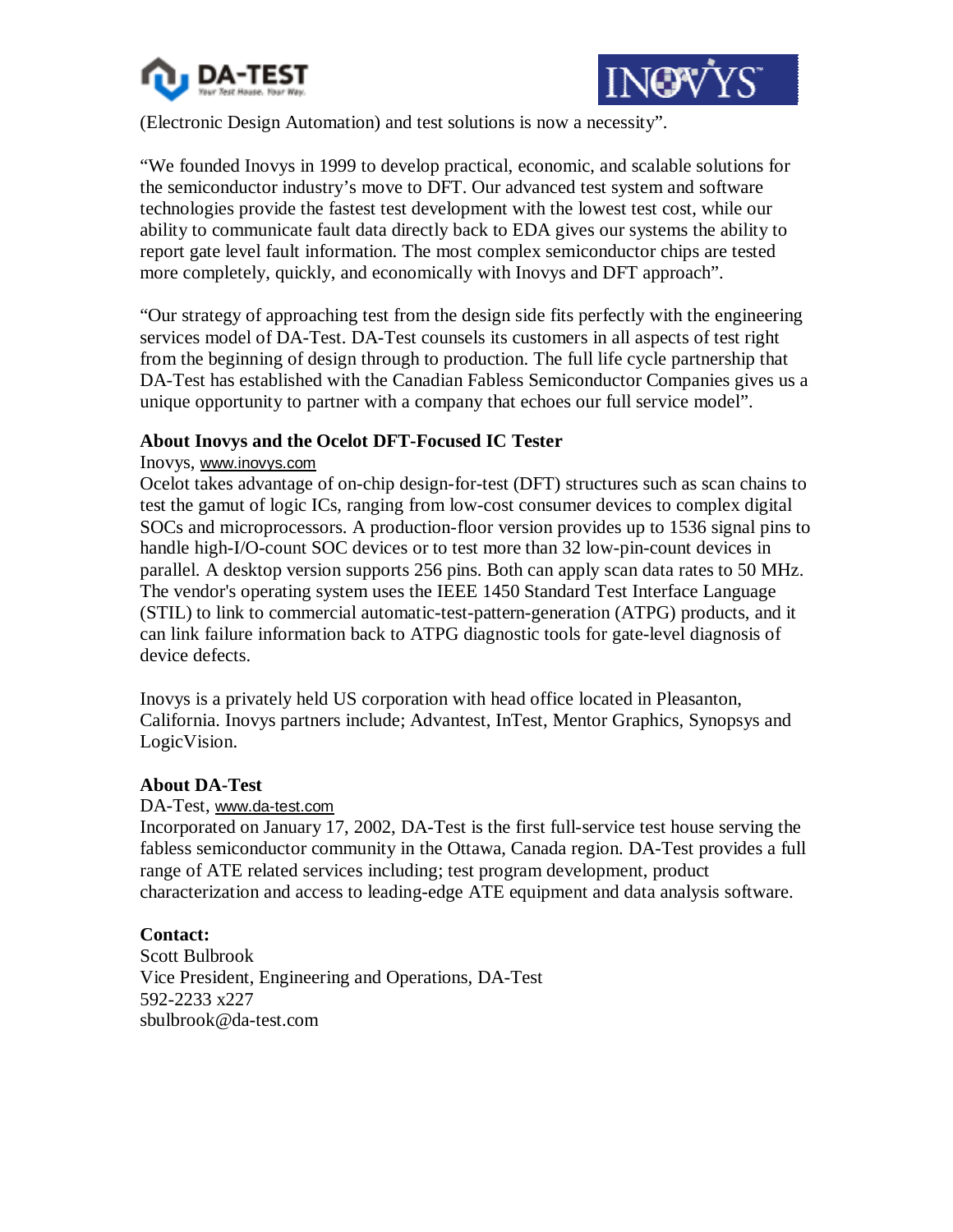(Electronic Design Automation) and test solutions is now a necessity".

"We founded Inovys in 1999 to develop practical, economic, and scalable solutions for the semiconductor industry's move to DFT. Our advanced test system and software technologies provide the fastest test development with the lowest test cost, while our ability to communicate fault data directly back to EDA gives our systems the ability to report gate level fault information. The most complex semiconductor chips are tested more completely, quickly, and economically with Inovys and DFT approach".

"Our strategy of approaching test from the design side fits perfectly with the engineering services model of DA-Test. DA-Test counsels its customers in all aspects of test right from the beginning of design through to production. The full life cycle partnership that DA-Test has established with the Canadian Fabless Semiconductor Companies gives us a unique opportunity to partner with a company that echoes our full service model".

**About Inovys and the Ocelot DFT-Focused IC Tester**

Inovys, www.inovys.com

Ocelot takes advantage of on-chip design-for-test (DFT) structures such as scan chains to test the gamut of logic ICs, ranging from low-cost consumer devices to complex digital SOCs and microprocessors. A production-floor version provides up to 1536 signal pins to handle high-I/O-count SOC devices or to test more than 32 low-pin-count devices in parallel. A desktop version supports 256 pins. Both can apply scan data rates to 50 MHz. The vendor's operating system uses the IEEE 1450 Standard Test Interface Language (STIL) to link to commercial automatic-test-pattern-generation (ATPG) products, and it can link failure information back to ATPG diagnostic tools for gate-level diagnosis of device defects.

Inovys is a privately held US corporation with head office located in Pleasanton, California. Inovys partners include; Advantest, InTest, Mentor Graphics, Synopsys and LogicVision.

**About DA-Test**

DA-Test, www.da-test.com

Incorporated on January 17, 2002, DA-Test is the first full-service test house serving the fabless semiconductor community in the Ottawa, Canada region. DA-Test provides a full range of ATE related services including; test program development, product characterization and access to leading-edge ATE equipment and data analysis software.

**Contact:**

Scott Bulbrook
Vice President, Engineering and Operations, DA-Test
592-2233 x227
sbulbrook@da-test.com